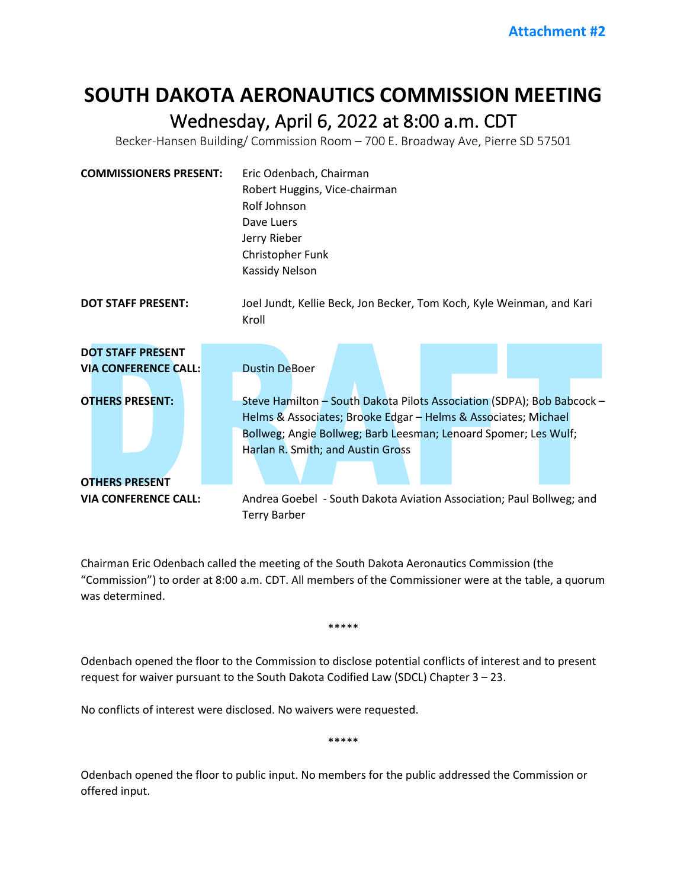Attachment #2

# SOUTH DAKOTA AERONAUTICS COMMISSION MEETING

## Wednesday, April 6, 2022 at 8:00 a.m. CDT

Becker-Hansen Building/ Commission Room – 700 E. Broadway Ave, Pierre SD 57501

**COMMISSIONERS PRESENT:** Eric Odenbach, Chairman
Robert Huggins, Vice-chairman
Rolf Johnson
Dave Luers
Jerry Rieber
Christopher Funk
Kassidy Nelson

**DOT STAFF PRESENT:** Joel Jundt, Kellie Beck, Jon Becker, Tom Koch, Kyle Weinman, and Kari Kroll

**DOT STAFF PRESENT VIA CONFERENCE CALL:** Dustin DeBoer

**OTHERS PRESENT:** Steve Hamilton – South Dakota Pilots Association (SDPA); Bob Babcock – Helms & Associates; Brooke Edgar – Helms & Associates; Michael Bollweg; Angie Bollweg; Barb Leesman; Lenoard Spomer; Les Wulf; Harlan R. Smith; and Austin Gross

**OTHERS PRESENT VIA CONFERENCE CALL:** Andrea Goebel - South Dakota Aviation Association; Paul Bollweg; and Terry Barber

Chairman Eric Odenbach called the meeting of the South Dakota Aeronautics Commission (the "Commission") to order at 8:00 a.m. CDT. All members of the Commissioner were at the table, a quorum was determined.

*****

Odenbach opened the floor to the Commission to disclose potential conflicts of interest and to present request for waiver pursuant to the South Dakota Codified Law (SDCL) Chapter 3 – 23.

No conflicts of interest were disclosed. No waivers were requested.

*****

Odenbach opened the floor to public input. No members for the public addressed the Commission or offered input.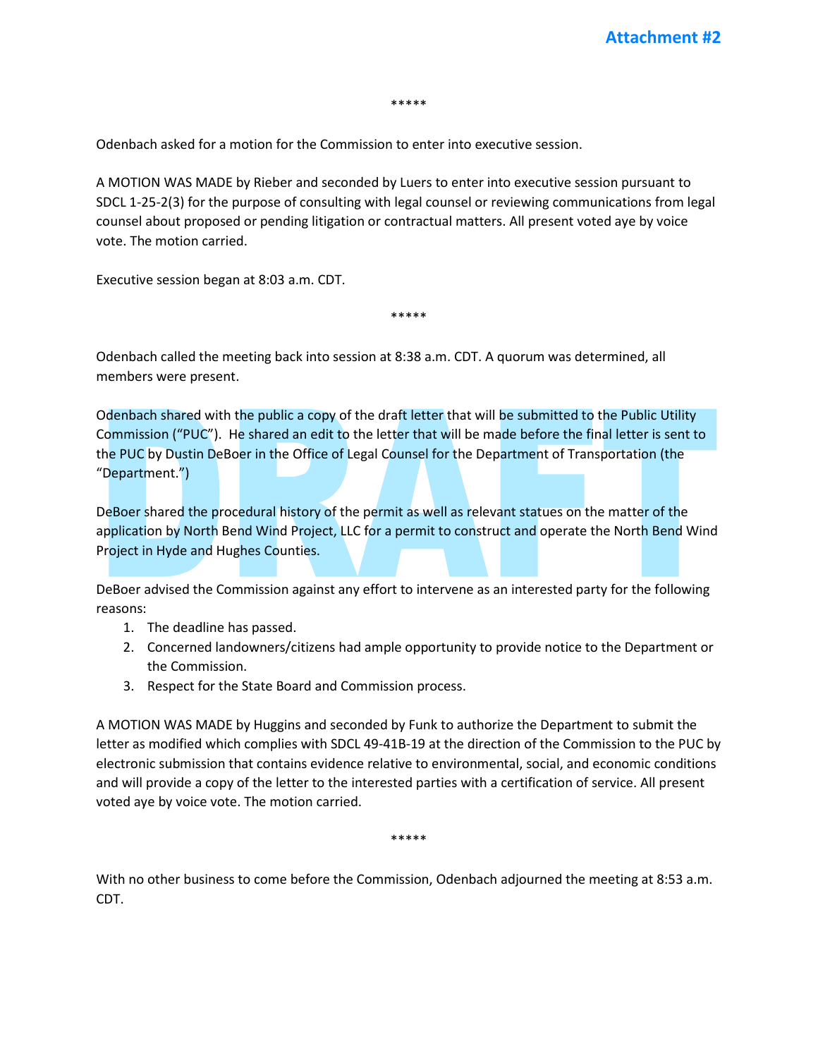**Attachment #2**

\*\*\*\*\*

Odenbach asked for a motion for the Commission to enter into executive session.

A MOTION WAS MADE by Rieber and seconded by Luers to enter into executive session pursuant to SDCL 1-25-2(3) for the purpose of consulting with legal counsel or reviewing communications from legal counsel about proposed or pending litigation or contractual matters. All present voted aye by voice vote. The motion carried.

Executive session began at 8:03 a.m. CDT.

\*\*\*\*\*

Odenbach called the meeting back into session at 8:38 a.m. CDT. A quorum was determined, all members were present.

Odenbach shared with the public a copy of the draft letter that will be submitted to the Public Utility Commission ("PUC"). He shared an edit to the letter that will be made before the final letter is sent to the PUC by Dustin DeBoer in the Office of Legal Counsel for the Department of Transportation (the "Department.")

DeBoer shared the procedural history of the permit as well as relevant statues on the matter of the application by North Bend Wind Project, LLC for a permit to construct and operate the North Bend Wind Project in Hyde and Hughes Counties.

DeBoer advised the Commission against any effort to intervene as an interested party for the following reasons:

1. The deadline has passed.
2. Concerned landowners/citizens had ample opportunity to provide notice to the Department or the Commission.
3. Respect for the State Board and Commission process.

A MOTION WAS MADE by Huggins and seconded by Funk to authorize the Department to submit the letter as modified which complies with SDCL 49-41B-19 at the direction of the Commission to the PUC by electronic submission that contains evidence relative to environmental, social, and economic conditions and will provide a copy of the letter to the interested parties with a certification of service. All present voted aye by voice vote. The motion carried.

\*\*\*\*\*

With no other business to come before the Commission, Odenbach adjourned the meeting at 8:53 a.m. CDT.

DRAFT